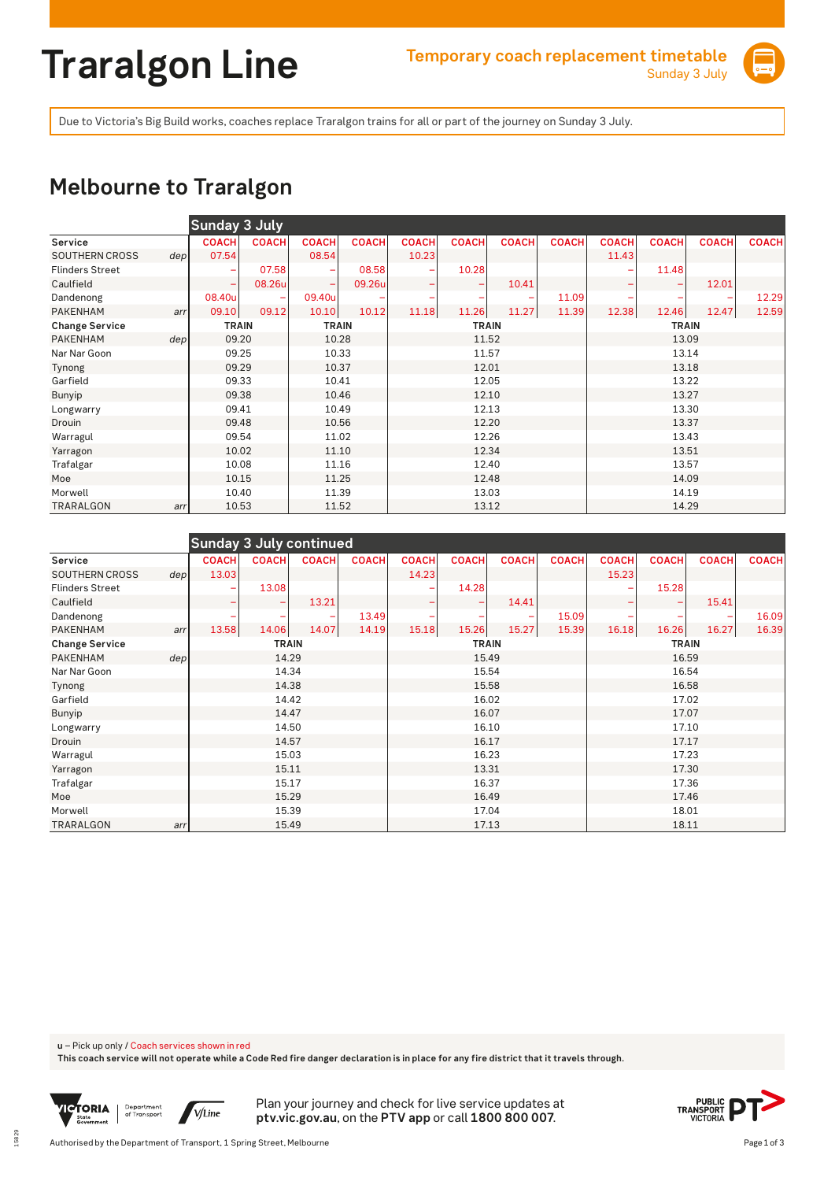# Traralgon Line

**Temporary coach replacement timetable**
Sunday 3 July

Due to Victoria's Big Build works, coaches replace Traralgon trains for all or part of the journey on Sunday 3 July.

## Melbourne to Traralgon

**Sunday 3 July**

| Service | | COACH | COACH | COACH | COACH | COACH | COACH | COACH | COACH | COACH | COACH | COACH | COACH |
|---|---|---|---|---|---|---|---|---|---|---|---|---|---|
| SOUTHERN CROSS | dep | 07.54 | | 08.54 | | 10.23 | | | | 11.43 | | | |
| Flinders Street | | – | 07.58 | – | 08.58 | – | 10.28 | | | – | 11.48 | | |
| Caulfield | | – | 08.26u | – | 09.26u | – | – | 10.41 | | – | – | 12.01 | |
| Dandenong | | 08.40u | – | 09.40u | – | – | – | – | 11.09 | – | – | – | 12.29 |
| PAKENHAM | arr | 09.10 | 09.12 | 10.10 | 10.12 | 11.18 | 11.26 | 11.27 | 11.39 | 12.38 | 12.46 | 12.47 | 12.59 |
| **Change Service** | | TRAIN | | TRAIN | | TRAIN | | | | TRAIN | | | |
| PAKENHAM | dep | 09.20 | | 10.28 | | 11.52 | | | | 13.09 | | | |
| Nar Nar Goon | | 09.25 | | 10.33 | | 11.57 | | | | 13.14 | | | |
| Tynong | | 09.29 | | 10.37 | | 12.01 | | | | 13.18 | | | |
| Garfield | | 09.33 | | 10.41 | | 12.05 | | | | 13.22 | | | |
| Bunyip | | 09.38 | | 10.46 | | 12.10 | | | | 13.27 | | | |
| Longwarry | | 09.41 | | 10.49 | | 12.13 | | | | 13.30 | | | |
| Drouin | | 09.48 | | 10.56 | | 12.20 | | | | 13.37 | | | |
| Warragul | | 09.54 | | 11.02 | | 12.26 | | | | 13.43 | | | |
| Yarragon | | 10.02 | | 11.10 | | 12.34 | | | | 13.51 | | | |
| Trafalgar | | 10.08 | | 11.16 | | 12.40 | | | | 13.57 | | | |
| Moe | | 10.15 | | 11.25 | | 12.48 | | | | 14.09 | | | |
| Morwell | | 10.40 | | 11.39 | | 13.03 | | | | 14.19 | | | |
| TRARALGON | arr | 10.53 | | 11.52 | | 13.12 | | | | 14.29 | | | |

**Sunday 3 July continued**

| Service | | COACH | COACH | COACH | COACH | COACH | COACH | COACH | COACH | COACH | COACH | COACH | COACH |
|---|---|---|---|---|---|---|---|---|---|---|---|---|---|
| SOUTHERN CROSS | dep | 13.03 | | | | 14.23 | | | | 15.23 | | | |
| Flinders Street | | – | 13.08 | | | – | 14.28 | | | – | 15.28 | | |
| Caulfield | | – | – | 13.21 | | – | – | 14.41 | | – | – | 15.41 | |
| Dandenong | | – | – | – | 13.49 | – | – | – | 15.09 | – | – | – | 16.09 |
| PAKENHAM | arr | 13.58 | 14.06 | 14.07 | 14.19 | 15.18 | 15.26 | 15.27 | 15.39 | 16.18 | 16.26 | 16.27 | 16.39 |
| **Change Service** | | TRAIN | | | | TRAIN | | | | TRAIN | | | |
| PAKENHAM | dep | 14.29 | | | | 15.49 | | | | 16.59 | | | |
| Nar Nar Goon | | 14.34 | | | | 15.54 | | | | 16.54 | | | |
| Tynong | | 14.38 | | | | 15.58 | | | | 16.58 | | | |
| Garfield | | 14.42 | | | | 16.02 | | | | 17.02 | | | |
| Bunyip | | 14.47 | | | | 16.07 | | | | 17.07 | | | |
| Longwarry | | 14.50 | | | | 16.10 | | | | 17.10 | | | |
| Drouin | | 14.57 | | | | 16.17 | | | | 17.17 | | | |
| Warragul | | 15.03 | | | | 16.23 | | | | 17.23 | | | |
| Yarragon | | 15.11 | | | | 13.31 | | | | 17.30 | | | |
| Trafalgar | | 15.17 | | | | 16.37 | | | | 17.36 | | | |
| Moe | | 15.29 | | | | 16.49 | | | | 17.46 | | | |
| Morwell | | 15.39 | | | | 17.04 | | | | 18.01 | | | |
| TRARALGON | arr | 15.49 | | | | 17.13 | | | | 18.11 | | | |

u – Pick up only / Coach services shown in red

**This coach service will not operate while a Code Red fire danger declaration is in place for any fire district that it travels through.**

Plan your journey and check for live service updates at **ptv.vic.gov.au**, on the **PTV app** or call **1800 800 007**.

Authorised by the Department of Transport, 1 Spring Street, Melbourne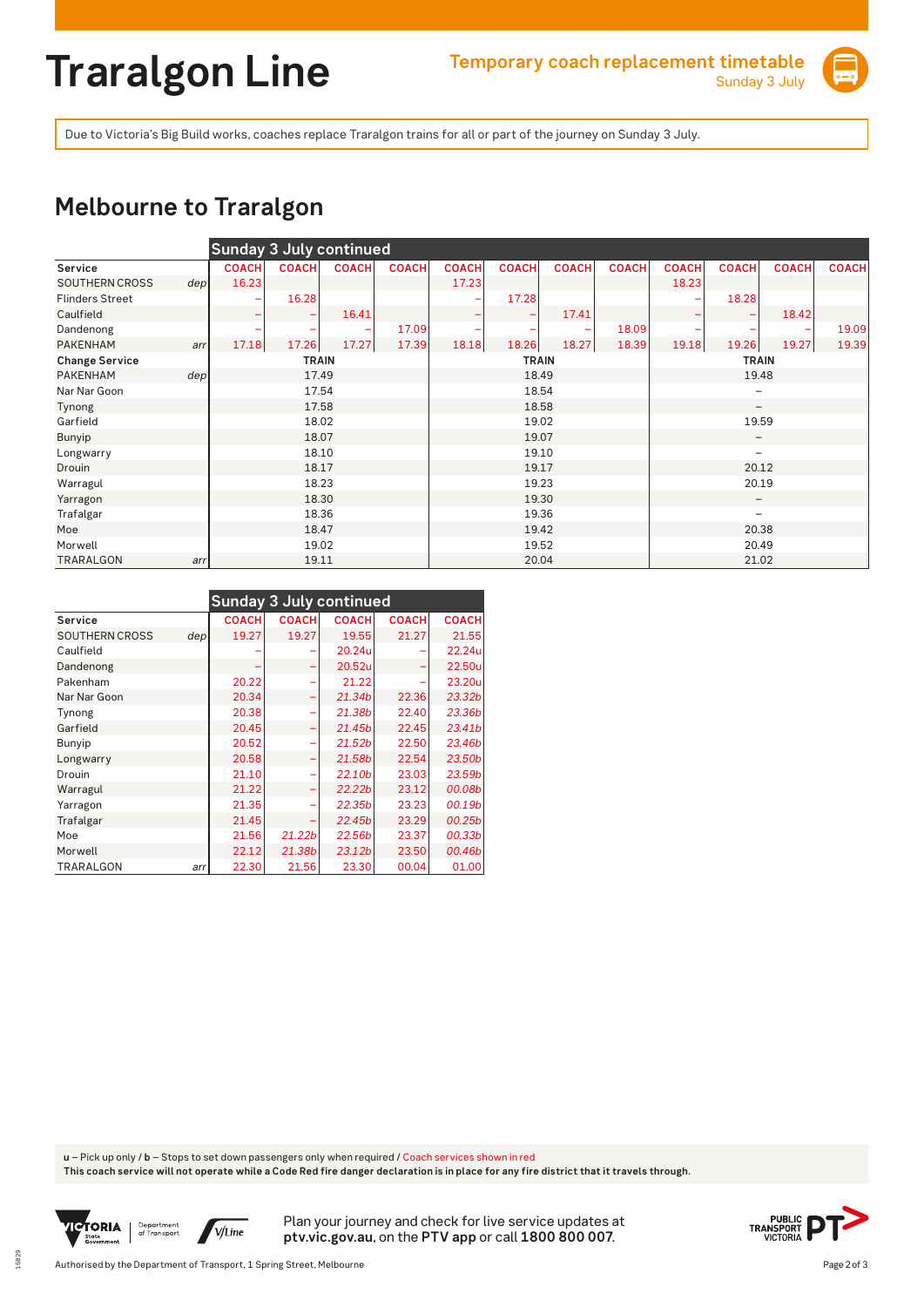# Traralgon Line

**Temporary coach replacement timetable**
Sunday 3 July

Due to Victoria's Big Build works, coaches replace Traralgon trains for all or part of the journey on Sunday 3 July.

## Melbourne to Traralgon

| Sunday 3 July continued | | | | | | | | | | | | | |
|---|---|---|---|---|---|---|---|---|---|---|---|---|---|
| **Service** | | COACH | COACH | COACH | COACH | COACH | COACH | COACH | COACH | COACH | COACH | COACH | COACH |
| SOUTHERN CROSS | dep | 16.23 | | | | 17.23 | | | | 18.23 | | | |
| Flinders Street | | – | 16.28 | | | – | 17.28 | | | – | 18.28 | | |
| Caulfield | | – | – | 16.41 | | – | – | 17.41 | | – | – | 18.42 | |
| Dandenong | | – | – | – | 17.09 | – | – | – | 18.09 | – | – | – | 19.09 |
| PAKENHAM | arr | 17.18 | 17.26 | 17.27 | 17.39 | 18.18 | 18.26 | 18.27 | 18.39 | 19.18 | 19.26 | 19.27 | 19.39 |
| **Change Service** | | TRAIN | | | | TRAIN | | | | TRAIN | | | |
| PAKENHAM | dep | 17.49 | | | | 18.49 | | | | 19.48 | | | |
| Nar Nar Goon | | 17.54 | | | | 18.54 | | | | – | | | |
| Tynong | | 17.58 | | | | 18.58 | | | | – | | | |
| Garfield | | 18.02 | | | | 19.02 | | | | 19.59 | | | |
| Bunyip | | 18.07 | | | | 19.07 | | | | – | | | |
| Longwarry | | 18.10 | | | | 19.10 | | | | – | | | |
| Drouin | | 18.17 | | | | 19.17 | | | | 20.12 | | | |
| Warragul | | 18.23 | | | | 19.23 | | | | 20.19 | | | |
| Yarragon | | 18.30 | | | | 19.30 | | | | – | | | |
| Trafalgar | | 18.36 | | | | 19.36 | | | | – | | | |
| Moe | | 18.47 | | | | 19.42 | | | | 20.38 | | | |
| Morwell | | 19.02 | | | | 19.52 | | | | 20.49 | | | |
| TRARALGON | arr | 19.11 | | | | 20.04 | | | | 21.02 | | | |

| Sunday 3 July continued | | | | | | |
|---|---|---|---|---|---|---|
| **Service** | | COACH | COACH | COACH | COACH | COACH |
| SOUTHERN CROSS | dep | 19.27 | 19.27 | 19.55 | 21.27 | 21.55 |
| Caulfield | | – | – | 20.24u | – | 22.24u |
| Dandenong | | – | – | 20.52u | – | 22.50u |
| Pakenham | | 20.22 | – | 21.22 | – | 23.20u |
| Nar Nar Goon | | 20.34 | – | *21.34b* | 22.36 | *23.32b* |
| Tynong | | 20.38 | – | *21.38b* | 22.40 | *23.36b* |
| Garfield | | 20.45 | – | *21.45b* | 22.45 | *23.41b* |
| Bunyip | | 20.52 | – | *21.52b* | 22.50 | *23.46b* |
| Longwarry | | 20.58 | – | *21.58b* | 22.54 | *23.50b* |
| Drouin | | 21.10 | – | *22.10b* | 23.03 | *23.59b* |
| Warragul | | 21.22 | – | *22.22b* | 23.12 | *00.08b* |
| Yarragon | | 21.35 | – | *22.35b* | 23.23 | *00.19b* |
| Trafalgar | | 21.45 | – | *22.45b* | 23.29 | *00.25b* |
| Moe | | 21.56 | *21.22b* | *22.56b* | 23.37 | *00.33b* |
| Morwell | | 22.12 | *21.38b* | *23.12b* | 23.50 | *00.46b* |
| TRARALGON | arr | 22.30 | 21.56 | 23.30 | 00.04 | 01.00 |

**u** – Pick up only / **b** – Stops to set down passengers only when required / Coach services shown in red

**This coach service will not operate while a Code Red fire danger declaration is in place for any fire district that it travels through.**

Plan your journey and check for live service updates at **ptv.vic.gov.au**, on the **PTV app** or call **1800 800 007**.

Authorised by the Department of Transport, 1 Spring Street, Melbourne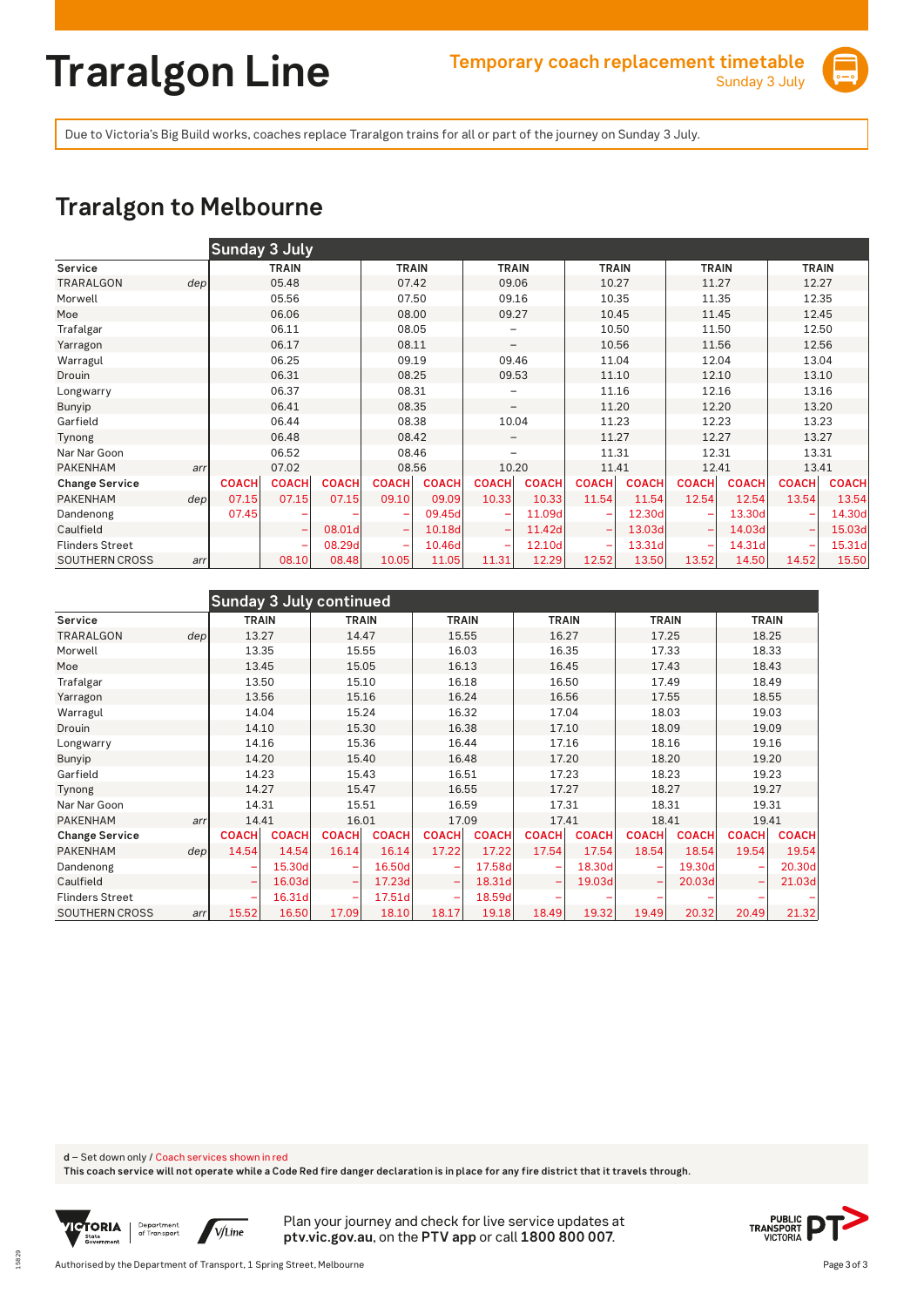# Traralgon Line

**Temporary coach replacement timetable**
Sunday 3 July

Due to Victoria's Big Build works, coaches replace Traralgon trains for all or part of the journey on Sunday 3 July.

## Traralgon to Melbourne

| | | Sunday 3 July | | | | | | | | | | | | |
|---|---|---|---|---|---|---|---|---|---|---|---|---|---|---|
| **Service** | | TRAIN | | | TRAIN | | TRAIN | | TRAIN | | TRAIN | | TRAIN | |
| TRARALGON | *dep* | 05.48 | | | 07.42 | | 09.06 | | 10.27 | | 11.27 | | 12.27 | |
| Morwell | | 05.56 | | | 07.50 | | 09.16 | | 10.35 | | 11.35 | | 12.35 | |
| Moe | | 06.06 | | | 08.00 | | 09.27 | | 10.45 | | 11.45 | | 12.45 | |
| Trafalgar | | 06.11 | | | 08.05 | | – | | 10.50 | | 11.50 | | 12.50 | |
| Yarragon | | 06.17 | | | 08.11 | | – | | 10.56 | | 11.56 | | 12.56 | |
| Warragul | | 06.25 | | | 09.19 | | 09.46 | | 11.04 | | 12.04 | | 13.04 | |
| Drouin | | 06.31 | | | 08.25 | | 09.53 | | 11.10 | | 12.10 | | 13.10 | |
| Longwarry | | 06.37 | | | 08.31 | | – | | 11.16 | | 12.16 | | 13.16 | |
| Bunyip | | 06.41 | | | 08.35 | | – | | 11.20 | | 12.20 | | 13.20 | |
| Garfield | | 06.44 | | | 08.38 | | 10.04 | | 11.23 | | 12.23 | | 13.23 | |
| Tynong | | 06.48 | | | 08.42 | | – | | 11.27 | | 12.27 | | 13.27 | |
| Nar Nar Goon | | 06.52 | | | 08.46 | | – | | 11.31 | | 12.31 | | 13.31 | |
| PAKENHAM | *arr* | 07.02 | | | 08.56 | | 10.20 | | 11.41 | | 12.41 | | 13.41 | |
| **Change Service** | | COACH | COACH | COACH | COACH | COACH | COACH | COACH | COACH | COACH | COACH | COACH | COACH | COACH |
| PAKENHAM | *dep* | 07.15 | 07.15 | 07.15 | 09.10 | 09.09 | 10.33 | 10.33 | 11.54 | 11.54 | 12.54 | 12.54 | 13.54 | 13.54 |
| Dandenong | | 07.45 | – | – | – | 09.45d | – | 11.09d | – | 12.30d | – | 13.30d | – | 14.30d |
| Caulfield | | | – | 08.01d | – | 10.18d | – | 11.42d | – | 13.03d | – | 14.03d | – | 15.03d |
| Flinders Street | | | – | 08.29d | – | 10.46d | – | 12.10d | – | 13.31d | – | 14.31d | – | 15.31d |
| SOUTHERN CROSS | *arr* | | 08.10 | 08.48 | 10.05 | 11.05 | 11.31 | 12.29 | 12.52 | 13.50 | 13.52 | 14.50 | 14.52 | 15.50 |

| | | Sunday 3 July continued | | | | | | | | | | | |
|---|---|---|---|---|---|---|---|---|---|---|---|---|---|
| **Service** | | TRAIN | | TRAIN | | TRAIN | | TRAIN | | TRAIN | | TRAIN | |
| TRARALGON | *dep* | 13.27 | | 14.47 | | 15.55 | | 16.27 | | 17.25 | | 18.25 | |
| Morwell | | 13.35 | | 15.55 | | 16.03 | | 16.35 | | 17.33 | | 18.33 | |
| Moe | | 13.45 | | 15.05 | | 16.13 | | 16.45 | | 17.43 | | 18.43 | |
| Trafalgar | | 13.50 | | 15.10 | | 16.18 | | 16.50 | | 17.49 | | 18.49 | |
| Yarragon | | 13.56 | | 15.16 | | 16.24 | | 16.56 | | 17.55 | | 18.55 | |
| Warragul | | 14.04 | | 15.24 | | 16.32 | | 17.04 | | 18.03 | | 19.03 | |
| Drouin | | 14.10 | | 15.30 | | 16.38 | | 17.10 | | 18.09 | | 19.09 | |
| Longwarry | | 14.16 | | 15.36 | | 16.44 | | 17.16 | | 18.16 | | 19.16 | |
| Bunyip | | 14.20 | | 15.40 | | 16.48 | | 17.20 | | 18.20 | | 19.20 | |
| Garfield | | 14.23 | | 15.43 | | 16.51 | | 17.23 | | 18.23 | | 19.23 | |
| Tynong | | 14.27 | | 15.47 | | 16.55 | | 17.27 | | 18.27 | | 19.27 | |
| Nar Nar Goon | | 14.31 | | 15.51 | | 16.59 | | 17.31 | | 18.31 | | 19.31 | |
| PAKENHAM | *arr* | 14.41 | | 16.01 | | 17.09 | | 17.41 | | 18.41 | | 19.41 | |
| **Change Service** | | COACH | COACH | COACH | COACH | COACH | COACH | COACH | COACH | COACH | COACH | COACH | COACH |
| PAKENHAM | *dep* | 14.54 | 14.54 | 16.14 | 16.14 | 17.22 | 17.22 | 17.54 | 17.54 | 18.54 | 18.54 | 19.54 | 19.54 |
| Dandenong | | – | 15.30d | – | 16.50d | – | 17.58d | – | 18.30d | – | 19.30d | – | 20.30d |
| Caulfield | | – | 16.03d | – | 17.23d | – | 18.31d | – | 19.03d | – | 20.03d | – | 21.03d |
| Flinders Street | | – | 16.31d | – | 17.51d | – | 18.59d | – | – | – | – | – | – |
| SOUTHERN CROSS | *arr* | 15.52 | 16.50 | 17.09 | 18.10 | 18.17 | 19.18 | 18.49 | 19.32 | 19.49 | 20.32 | 20.49 | 21.32 |

**d** – Set down only / Coach services shown in red

**This coach service will not operate while a Code Red fire danger declaration is in place for any fire district that it travels through.**

Plan your journey and check for live service updates at **ptv.vic.gov.au**, on the **PTV app** or call **1800 800 007**.

Authorised by the Department of Transport, 1 Spring Street, Melbourne